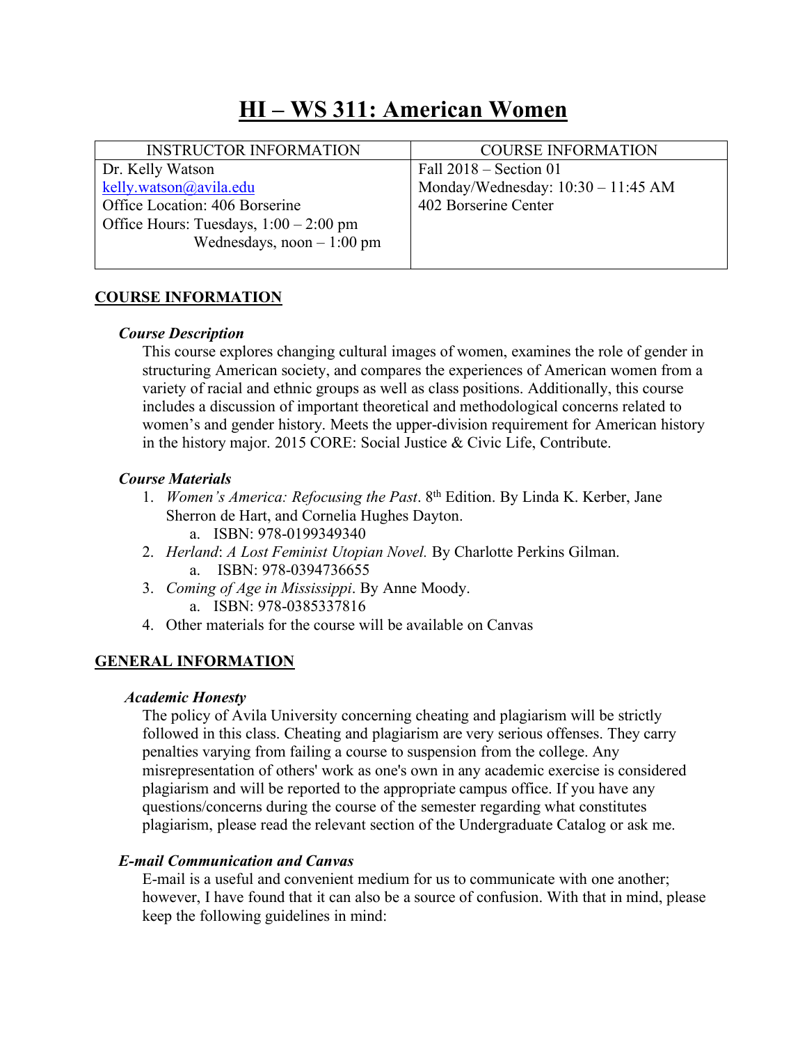# HI – WS 311: American Women

| INSTRUCTOR INFORMATION | COURSE INFORMATION |
|---|---|
| Dr. Kelly Watson<br>kelly.watson@avila.edu<br>Office Location: 406 Borserine<br>Office Hours: Tuesdays, 1:00 – 2:00 pm<br>Wednesdays, noon – 1:00 pm | Fall 2018 – Section 01<br>Monday/Wednesday: 10:30 – 11:45 AM<br>402 Borserine Center |

## COURSE INFORMATION

### *Course Description*

This course explores changing cultural images of women, examines the role of gender in structuring American society, and compares the experiences of American women from a variety of racial and ethnic groups as well as class positions. Additionally, this course includes a discussion of important theoretical and methodological concerns related to women's and gender history. Meets the upper-division requirement for American history in the history major. 2015 CORE: Social Justice & Civic Life, Contribute.

### *Course Materials*

1. *Women's America: Refocusing the Past*. 8th Edition. By Linda K. Kerber, Jane Sherron de Hart, and Cornelia Hughes Dayton.
   a. ISBN: 978-0199349340
2. *Herland*: *A Lost Feminist Utopian Novel.* By Charlotte Perkins Gilman.
   a. ISBN: 978-0394736655
3. *Coming of Age in Mississippi*. By Anne Moody.
   a. ISBN: 978-0385337816
4. Other materials for the course will be available on Canvas

## GENERAL INFORMATION

### *Academic Honesty*

The policy of Avila University concerning cheating and plagiarism will be strictly followed in this class. Cheating and plagiarism are very serious offenses. They carry penalties varying from failing a course to suspension from the college. Any misrepresentation of others' work as one's own in any academic exercise is considered plagiarism and will be reported to the appropriate campus office. If you have any questions/concerns during the course of the semester regarding what constitutes plagiarism, please read the relevant section of the Undergraduate Catalog or ask me.

### *E-mail Communication and Canvas*

E-mail is a useful and convenient medium for us to communicate with one another; however, I have found that it can also be a source of confusion. With that in mind, please keep the following guidelines in mind: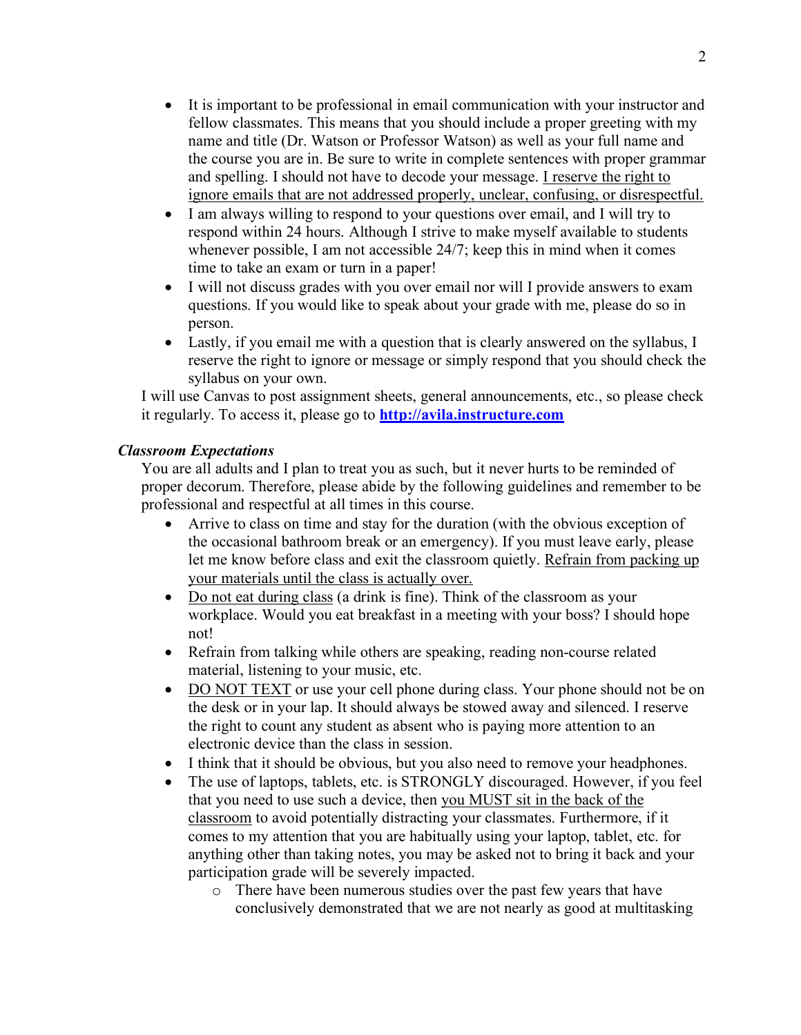- It is important to be professional in email communication with your instructor and fellow classmates. This means that you should include a proper greeting with my name and title (Dr. Watson or Professor Watson) as well as your full name and the course you are in. Be sure to write in complete sentences with proper grammar and spelling. I should not have to decode your message. <u>I reserve the right to ignore emails that are not addressed properly, unclear, confusing, or disrespectful.</u>
- I am always willing to respond to your questions over email, and I will try to respond within 24 hours. Although I strive to make myself available to students whenever possible, I am not accessible 24/7; keep this in mind when it comes time to take an exam or turn in a paper!
- I will not discuss grades with you over email nor will I provide answers to exam questions. If you would like to speak about your grade with me, please do so in person.
- Lastly, if you email me with a question that is clearly answered on the syllabus, I reserve the right to ignore or message or simply respond that you should check the syllabus on your own.

I will use Canvas to post assignment sheets, general announcements, etc., so please check it regularly. To access it, please go to **http://avila.instructure.com**

***Classroom Expectations***

You are all adults and I plan to treat you as such, but it never hurts to be reminded of proper decorum. Therefore, please abide by the following guidelines and remember to be professional and respectful at all times in this course.

- Arrive to class on time and stay for the duration (with the obvious exception of the occasional bathroom break or an emergency). If you must leave early, please let me know before class and exit the classroom quietly. <u>Refrain from packing up your materials until the class is actually over.</u>
- <u>Do not eat during class</u> (a drink is fine). Think of the classroom as your workplace. Would you eat breakfast in a meeting with your boss? I should hope not!
- Refrain from talking while others are speaking, reading non-course related material, listening to your music, etc.
- <u>DO NOT TEXT</u> or use your cell phone during class. Your phone should not be on the desk or in your lap. It should always be stowed away and silenced. I reserve the right to count any student as absent who is paying more attention to an electronic device than the class in session.
- I think that it should be obvious, but you also need to remove your headphones.
- The use of laptops, tablets, etc. is STRONGLY discouraged. However, if you feel that you need to use such a device, then <u>you MUST sit in the back of the classroom</u> to avoid potentially distracting your classmates. Furthermore, if it comes to my attention that you are habitually using your laptop, tablet, etc. for anything other than taking notes, you may be asked not to bring it back and your participation grade will be severely impacted.
  - There have been numerous studies over the past few years that have conclusively demonstrated that we are not nearly as good at multitasking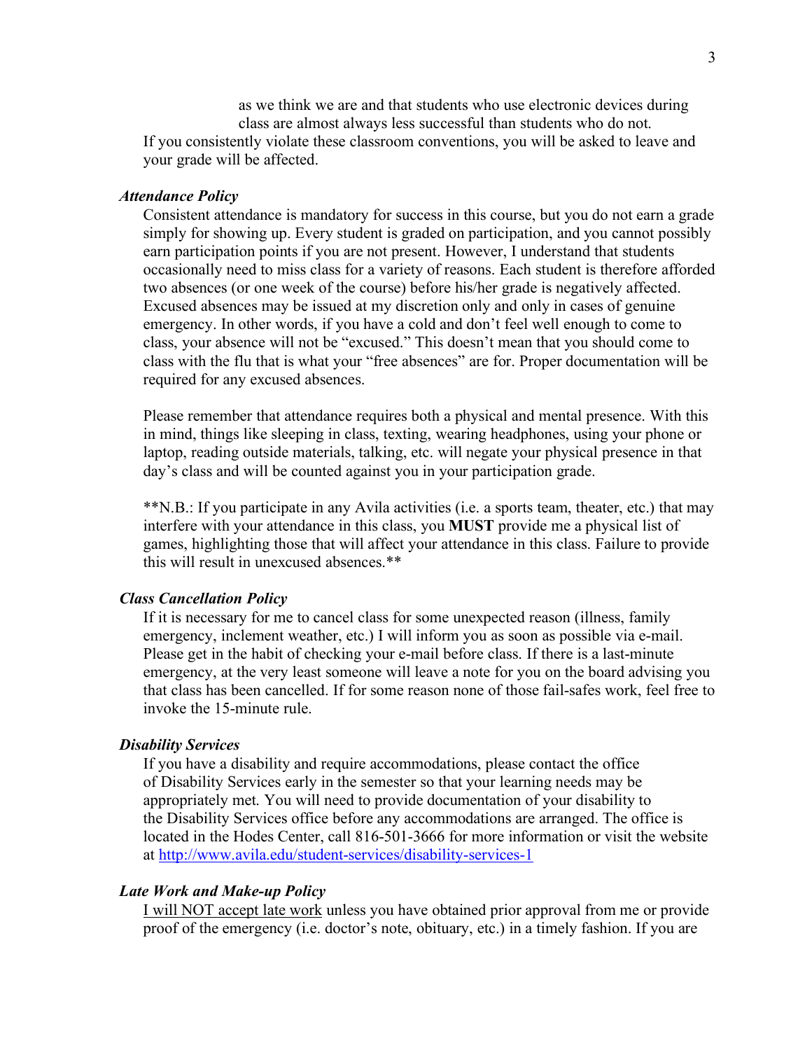as we think we are and that students who use electronic devices during class are almost always less successful than students who do not.

If you consistently violate these classroom conventions, you will be asked to leave and your grade will be affected.

### *Attendance Policy*

Consistent attendance is mandatory for success in this course, but you do not earn a grade simply for showing up. Every student is graded on participation, and you cannot possibly earn participation points if you are not present. However, I understand that students occasionally need to miss class for a variety of reasons. Each student is therefore afforded two absences (or one week of the course) before his/her grade is negatively affected. Excused absences may be issued at my discretion only and only in cases of genuine emergency. In other words, if you have a cold and don't feel well enough to come to class, your absence will not be "excused." This doesn't mean that you should come to class with the flu that is what your "free absences" are for. Proper documentation will be required for any excused absences.

Please remember that attendance requires both a physical and mental presence. With this in mind, things like sleeping in class, texting, wearing headphones, using your phone or laptop, reading outside materials, talking, etc. will negate your physical presence in that day's class and will be counted against you in your participation grade.

**N.B.: If you participate in any Avila activities (i.e. a sports team, theater, etc.) that may interfere with your attendance in this class, you **MUST** provide me a physical list of games, highlighting those that will affect your attendance in this class. Failure to provide this will result in unexcused absences.**

### *Class Cancellation Policy*

If it is necessary for me to cancel class for some unexpected reason (illness, family emergency, inclement weather, etc.) I will inform you as soon as possible via e-mail. Please get in the habit of checking your e-mail before class. If there is a last-minute emergency, at the very least someone will leave a note for you on the board advising you that class has been cancelled. If for some reason none of those fail-safes work, feel free to invoke the 15-minute rule.

### *Disability Services*

If you have a disability and require accommodations, please contact the office of Disability Services early in the semester so that your learning needs may be appropriately met. You will need to provide documentation of your disability to the Disability Services office before any accommodations are arranged. The office is located in the Hodes Center, call 816-501-3666 for more information or visit the website at [http://www.avila.edu/student-services/disability-services-1](http://www.avila.edu/student-services/disability-services-1)

### *Late Work and Make-up Policy*

<u>I will NOT accept late work</u> unless you have obtained prior approval from me or provide proof of the emergency (i.e. doctor's note, obituary, etc.) in a timely fashion. If you are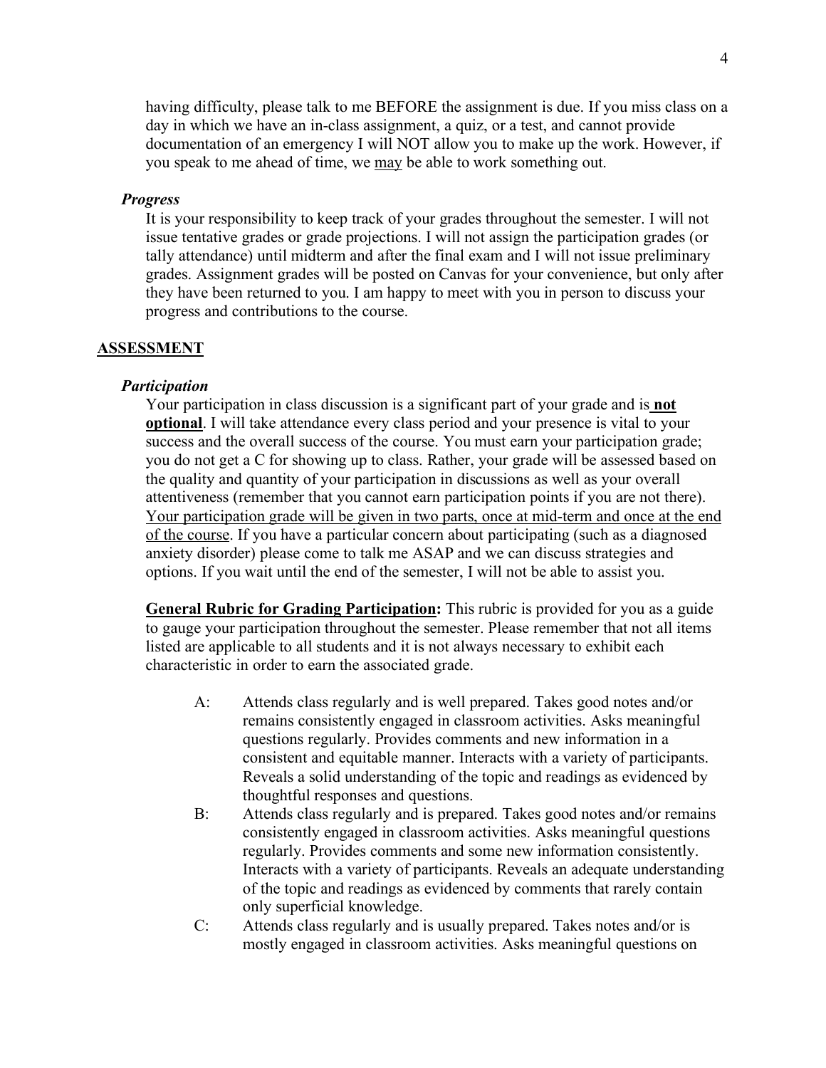having difficulty, please talk to me BEFORE the assignment is due. If you miss class on a day in which we have an in-class assignment, a quiz, or a test, and cannot provide documentation of an emergency I will NOT allow you to make up the work. However, if you speak to me ahead of time, we <u>may</u> be able to work something out.

### *Progress*

It is your responsibility to keep track of your grades throughout the semester. I will not issue tentative grades or grade projections. I will not assign the participation grades (or tally attendance) until midterm and after the final exam and I will not issue preliminary grades. Assignment grades will be posted on Canvas for your convenience, but only after they have been returned to you. I am happy to meet with you in person to discuss your progress and contributions to the course.

## <u>ASSESSMENT</u>

### *Participation*

Your participation in class discussion is a significant part of your grade and is **<u>not optional</u>**. I will take attendance every class period and your presence is vital to your success and the overall success of the course. You must earn your participation grade; you do not get a C for showing up to class. Rather, your grade will be assessed based on the quality and quantity of your participation in discussions as well as your overall attentiveness (remember that you cannot earn participation points if you are not there). <u>Your participation grade will be given in two parts, once at mid-term and once at the end of the course</u>. If you have a particular concern about participating (such as a diagnosed anxiety disorder) please come to talk me ASAP and we can discuss strategies and options. If you wait until the end of the semester, I will not be able to assist you.

**<u>General Rubric for Grading Participation</u>:** This rubric is provided for you as a guide to gauge your participation throughout the semester. Please remember that not all items listed are applicable to all students and it is not always necessary to exhibit each characteristic in order to earn the associated grade.

- A: Attends class regularly and is well prepared. Takes good notes and/or remains consistently engaged in classroom activities. Asks meaningful questions regularly. Provides comments and new information in a consistent and equitable manner. Interacts with a variety of participants. Reveals a solid understanding of the topic and readings as evidenced by thoughtful responses and questions.
- B: Attends class regularly and is prepared. Takes good notes and/or remains consistently engaged in classroom activities. Asks meaningful questions regularly. Provides comments and some new information consistently. Interacts with a variety of participants. Reveals an adequate understanding of the topic and readings as evidenced by comments that rarely contain only superficial knowledge.
- C: Attends class regularly and is usually prepared. Takes notes and/or is mostly engaged in classroom activities. Asks meaningful questions on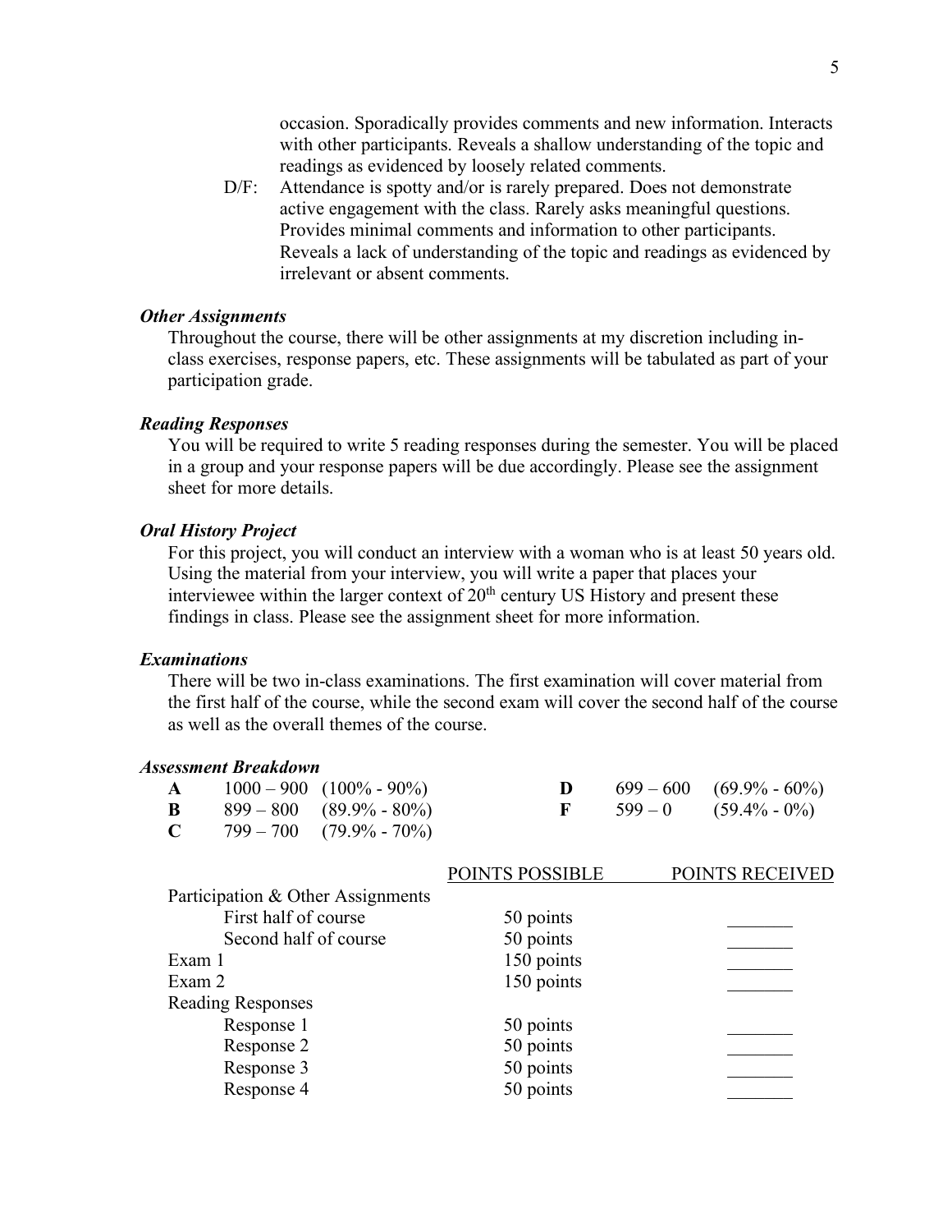occasion. Sporadically provides comments and new information. Interacts with other participants. Reveals a shallow understanding of the topic and readings as evidenced by loosely related comments.

D/F: Attendance is spotty and/or is rarely prepared. Does not demonstrate active engagement with the class. Rarely asks meaningful questions. Provides minimal comments and information to other participants. Reveals a lack of understanding of the topic and readings as evidenced by irrelevant or absent comments.

### *Other Assignments*

Throughout the course, there will be other assignments at my discretion including in-class exercises, response papers, etc. These assignments will be tabulated as part of your participation grade.

### *Reading Responses*

You will be required to write 5 reading responses during the semester. You will be placed in a group and your response papers will be due accordingly. Please see the assignment sheet for more details.

### *Oral History Project*

For this project, you will conduct an interview with a woman who is at least 50 years old. Using the material from your interview, you will write a paper that places your interviewee within the larger context of 20th century US History and present these findings in class. Please see the assignment sheet for more information.

### *Examinations*

There will be two in-class examinations. The first examination will cover material from the first half of the course, while the second exam will cover the second half of the course as well as the overall themes of the course.

### *Assessment Breakdown*

| | | | | | | |
|---|---|---|---|---|---|---|
| **A** | 1000 – 900 | (100% - 90%) | | **D** | 699 – 600 | (69.9% - 60%) |
| **B** | 899 – 800 | (89.9% - 80%) | | **F** | 599 – 0 | (59.4% - 0%) |
| **C** | 799 – 700 | (79.9% - 70%) | | | | |

| | POINTS POSSIBLE | POINTS RECEIVED |
|---|---|---|
| Participation & Other Assignments | | |
| First half of course | 50 points | _______ |
| Second half of course | 50 points | _______ |
| Exam 1 | 150 points | _______ |
| Exam 2 | 150 points | _______ |
| Reading Responses | | |
| Response 1 | 50 points | _______ |
| Response 2 | 50 points | _______ |
| Response 3 | 50 points | _______ |
| Response 4 | 50 points | _______ |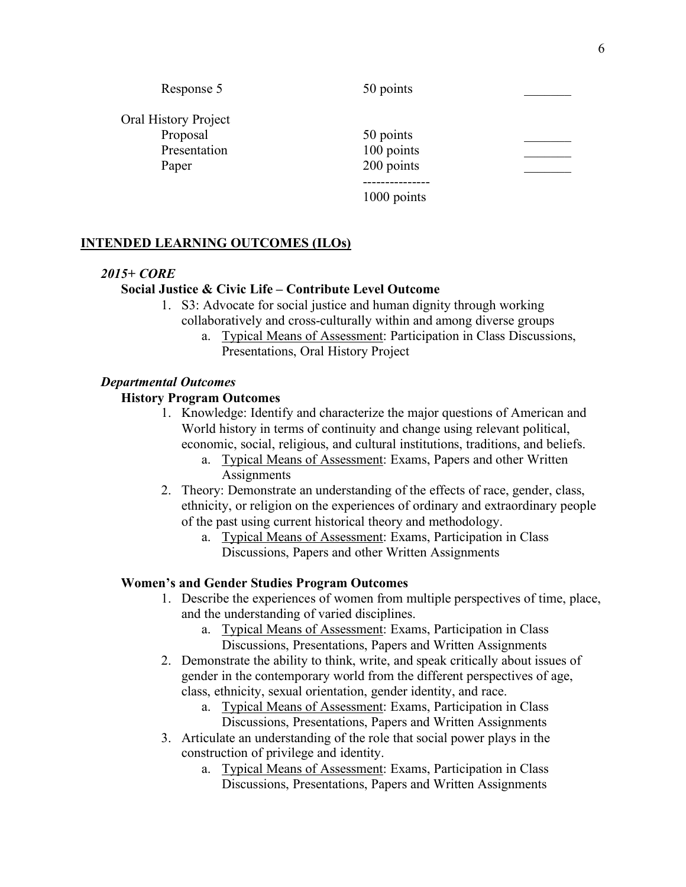| | | |
|---|---|---|
| Response 5 | 50 points | _______ |
| Oral History Project | | |
| Proposal | 50 points | _______ |
| Presentation | 100 points | _______ |
| Paper | 200 points | _______ |
| | -------------- | |
| | 1000 points | |

## INTENDED LEARNING OUTCOMES (ILOs)

### *2015+ CORE*

**Social Justice & Civic Life – Contribute Level Outcome**

1. S3: Advocate for social justice and human dignity through working collaboratively and cross-culturally within and among diverse groups
   a. Typical Means of Assessment: Participation in Class Discussions, Presentations, Oral History Project

### *Departmental Outcomes*

**History Program Outcomes**

1. Knowledge: Identify and characterize the major questions of American and World history in terms of continuity and change using relevant political, economic, social, religious, and cultural institutions, traditions, and beliefs.
   a. Typical Means of Assessment: Exams, Papers and other Written Assignments
2. Theory: Demonstrate an understanding of the effects of race, gender, class, ethnicity, or religion on the experiences of ordinary and extraordinary people of the past using current historical theory and methodology.
   a. Typical Means of Assessment: Exams, Participation in Class Discussions, Papers and other Written Assignments

**Women's and Gender Studies Program Outcomes**

1. Describe the experiences of women from multiple perspectives of time, place, and the understanding of varied disciplines.
   a. Typical Means of Assessment: Exams, Participation in Class Discussions, Presentations, Papers and Written Assignments
2. Demonstrate the ability to think, write, and speak critically about issues of gender in the contemporary world from the different perspectives of age, class, ethnicity, sexual orientation, gender identity, and race.
   a. Typical Means of Assessment: Exams, Participation in Class Discussions, Presentations, Papers and Written Assignments
3. Articulate an understanding of the role that social power plays in the construction of privilege and identity.
   a. Typical Means of Assessment: Exams, Participation in Class Discussions, Presentations, Papers and Written Assignments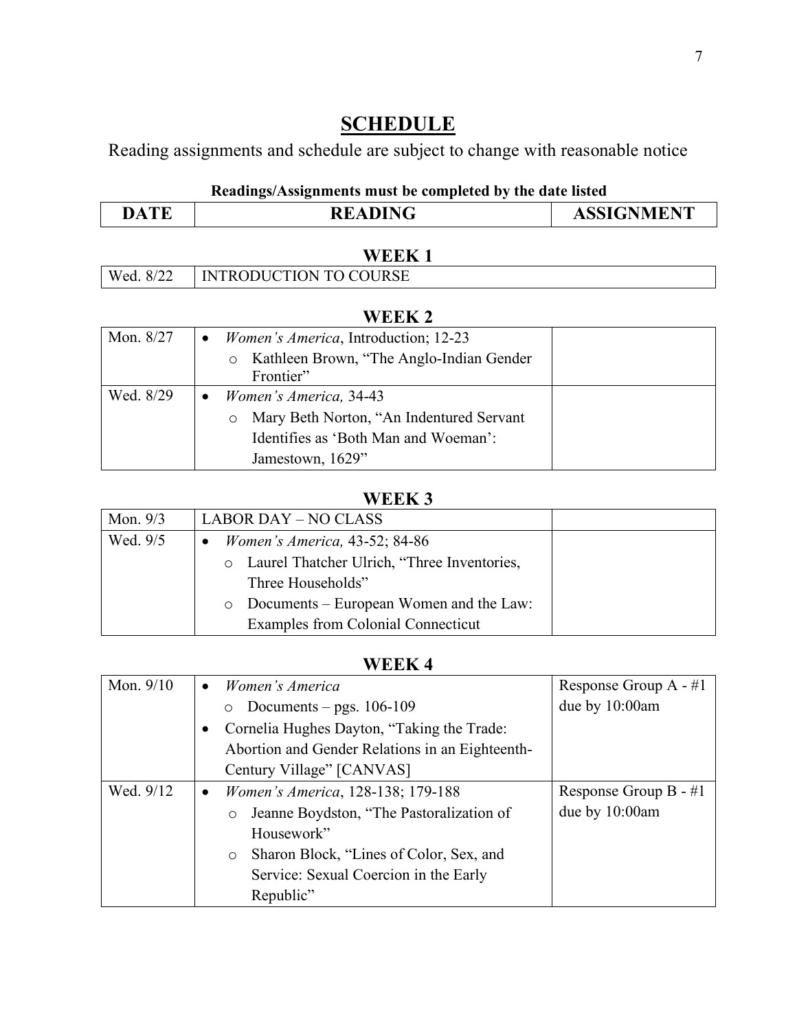# SCHEDULE

Reading assignments and schedule are subject to change with reasonable notice

**Readings/Assignments must be completed by the date listed**

| DATE | READING | ASSIGNMENT |
|---|---|---|

### WEEK 1

| | | |
|---|---|---|
| Wed. 8/22 | INTRODUCTION TO COURSE | |

### WEEK 2

| | | |
|---|---|---|
| Mon. 8/27 | • *Women's America*, Introduction; 12-23<br>o Kathleen Brown, "The Anglo-Indian Gender Frontier" | |
| Wed. 8/29 | • *Women's America,* 34-43<br>o Mary Beth Norton, "An Indentured Servant Identifies as 'Both Man and Woeman': Jamestown, 1629" | |

### WEEK 3

| | | |
|---|---|---|
| Mon. 9/3 | LABOR DAY – NO CLASS | |
| Wed. 9/5 | • *Women's America,* 43-52; 84-86<br>o Laurel Thatcher Ulrich, "Three Inventories, Three Households"<br>o Documents – European Women and the Law: Examples from Colonial Connecticut | |

### WEEK 4

| | | |
|---|---|---|
| Mon. 9/10 | • *Women's America*<br>o Documents – pgs. 106-109<br>• Cornelia Hughes Dayton, "Taking the Trade: Abortion and Gender Relations in an Eighteenth-Century Village" [CANVAS] | Response Group A - #1 due by 10:00am |
| Wed. 9/12 | • *Women's America*, 128-138; 179-188<br>o Jeanne Boydston, "The Pastoralization of Housework"<br>o Sharon Block, "Lines of Color, Sex, and Service: Sexual Coercion in the Early Republic" | Response Group B - #1 due by 10:00am |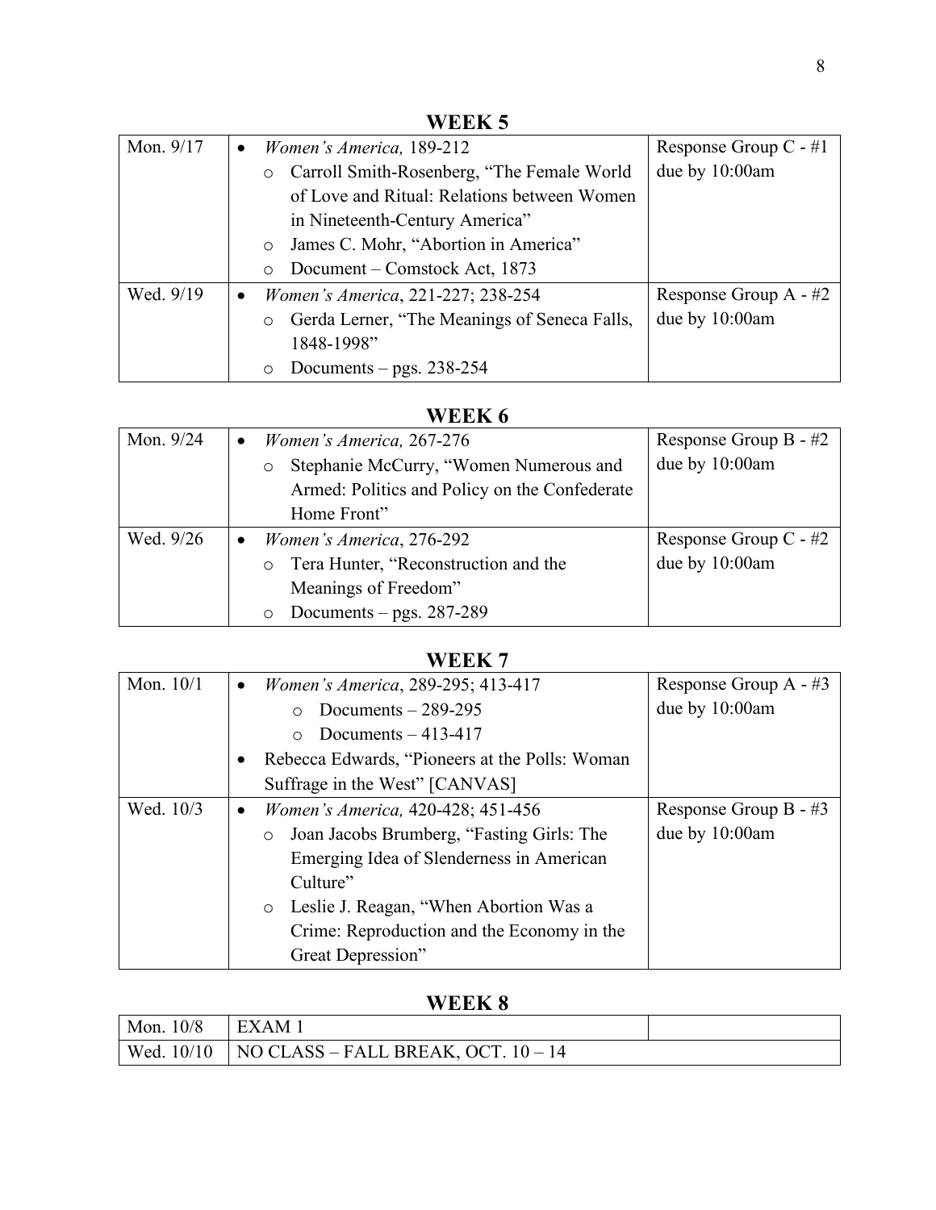## WEEK 5

| | | |
|---|---|---|
| Mon. 9/17 | • *Women's America,* 189-212<br>  ○ Carroll Smith-Rosenberg, "The Female World of Love and Ritual: Relations between Women in Nineteenth-Century America"<br>  ○ James C. Mohr, "Abortion in America"<br>  ○ Document – Comstock Act, 1873 | Response Group C - #1 due by 10:00am |
| Wed. 9/19 | • *Women's America*, 221-227; 238-254<br>  ○ Gerda Lerner, "The Meanings of Seneca Falls, 1848-1998"<br>  ○ Documents – pgs. 238-254 | Response Group A - #2 due by 10:00am |

## WEEK 6

| | | |
|---|---|---|
| Mon. 9/24 | • *Women's America,* 267-276<br>  ○ Stephanie McCurry, "Women Numerous and Armed: Politics and Policy on the Confederate Home Front" | Response Group B - #2 due by 10:00am |
| Wed. 9/26 | • *Women's America*, 276-292<br>  ○ Tera Hunter, "Reconstruction and the Meanings of Freedom"<br>  ○ Documents – pgs. 287-289 | Response Group C - #2 due by 10:00am |

## WEEK 7

| | | |
|---|---|---|
| Mon. 10/1 | • *Women's America*, 289-295; 413-417<br>  ○ Documents – 289-295<br>  ○ Documents – 413-417<br>• Rebecca Edwards, "Pioneers at the Polls: Woman Suffrage in the West" [CANVAS] | Response Group A - #3 due by 10:00am |
| Wed. 10/3 | • *Women's America,* 420-428; 451-456<br>  ○ Joan Jacobs Brumberg, "Fasting Girls: The Emerging Idea of Slenderness in American Culture"<br>  ○ Leslie J. Reagan, "When Abortion Was a Crime: Reproduction and the Economy in the Great Depression" | Response Group B - #3 due by 10:00am |

## WEEK 8

| | | |
|---|---|---|
| Mon. 10/8 | EXAM 1 | |
| Wed. 10/10 | NO CLASS – FALL BREAK, OCT. 10 – 14 | |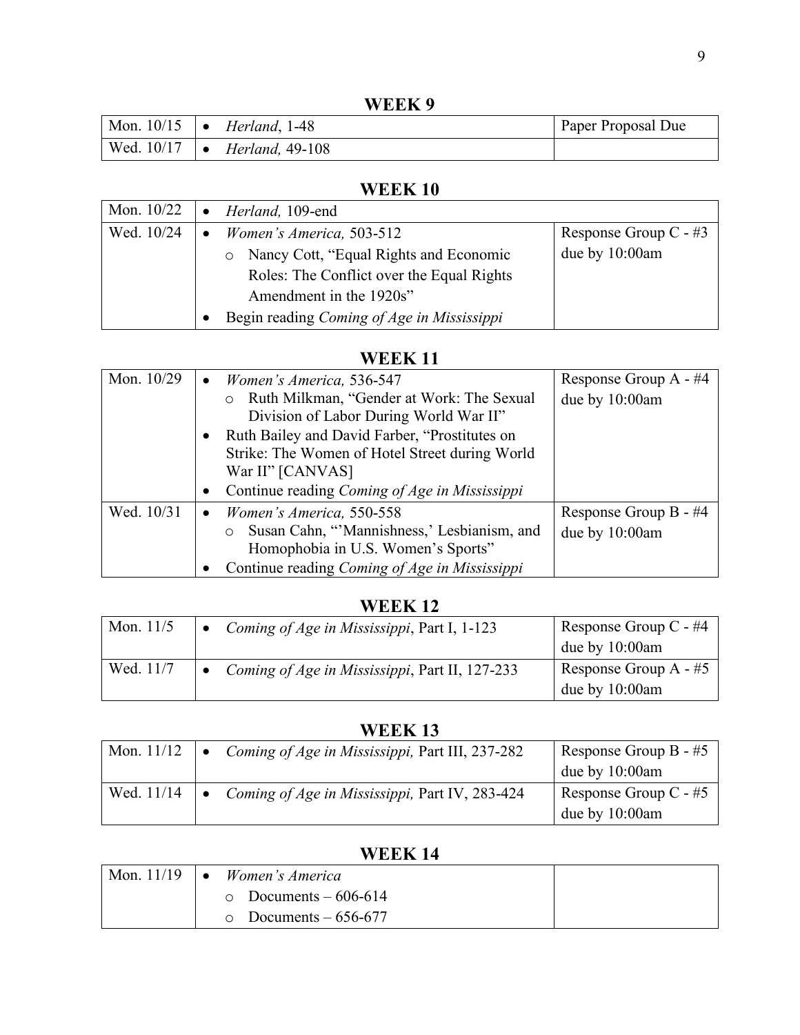## WEEK 9

| | | |
|---|---|---|
| Mon. 10/15 | • *Herland*, 1-48 | Paper Proposal Due |
| Wed. 10/17 | • *Herland,* 49-108 | |

## WEEK 10

| | | |
|---|---|---|
| Mon. 10/22 | • *Herland,* 109-end | |
| Wed. 10/24 | • *Women's America,* 503-512<br>o Nancy Cott, "Equal Rights and Economic Roles: The Conflict over the Equal Rights Amendment in the 1920s"<br>• Begin reading *Coming of Age in Mississippi* | Response Group C - #3 due by 10:00am |

## WEEK 11

| | | |
|---|---|---|
| Mon. 10/29 | • *Women's America,* 536-547<br>o Ruth Milkman, "Gender at Work: The Sexual Division of Labor During World War II"<br>• Ruth Bailey and David Farber, "Prostitutes on Strike: The Women of Hotel Street during World War II" [CANVAS]<br>• Continue reading *Coming of Age in Mississippi* | Response Group A - #4 due by 10:00am |
| Wed. 10/31 | • *Women's America,* 550-558<br>o Susan Cahn, "'Mannishness,' Lesbianism, and Homophobia in U.S. Women's Sports"<br>• Continue reading *Coming of Age in Mississippi* | Response Group B - #4 due by 10:00am |

## WEEK 12

| | | |
|---|---|---|
| Mon. 11/5 | • *Coming of Age in Mississippi*, Part I, 1-123 | Response Group C - #4 due by 10:00am |
| Wed. 11/7 | • *Coming of Age in Mississippi*, Part II, 127-233 | Response Group A - #5 due by 10:00am |

## WEEK 13

| | | |
|---|---|---|
| Mon. 11/12 | • *Coming of Age in Mississippi,* Part III, 237-282 | Response Group B - #5 due by 10:00am |
| Wed. 11/14 | • *Coming of Age in Mississippi,* Part IV, 283-424 | Response Group C - #5 due by 10:00am |

## WEEK 14

| | | |
|---|---|---|
| Mon. 11/19 | • *Women's America*<br>o Documents – 606-614<br>o Documents – 656-677 | |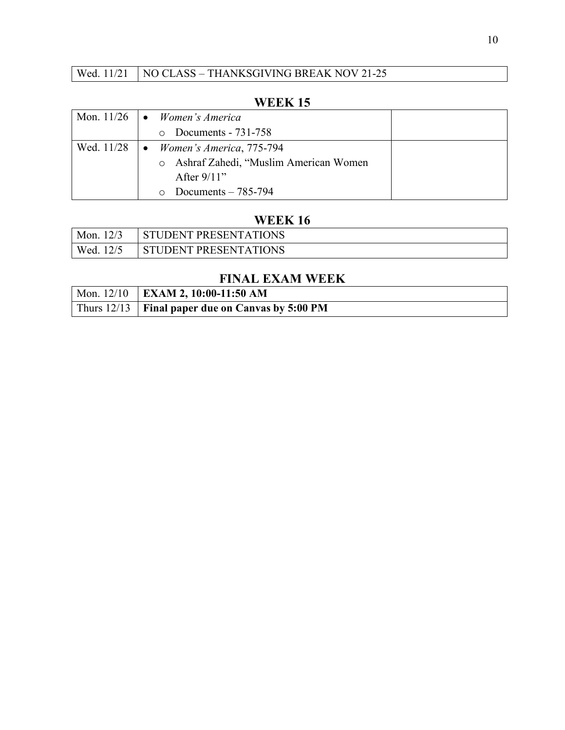| | |
|---|---|
| Wed. 11/21 | NO CLASS – THANKSGIVING BREAK NOV 21-25 |

## WEEK 15

| | | |
|---|---|---|
| Mon. 11/26 | • *Women's America*<br>  o Documents - 731-758 | |
| Wed. 11/28 | • *Women's America*, 775-794<br>  o Ashraf Zahedi, "Muslim American Women After 9/11"<br>  o Documents – 785-794 | |

## WEEK 16

| | |
|---|---|
| Mon. 12/3 | STUDENT PRESENTATIONS |
| Wed. 12/5 | STUDENT PRESENTATIONS |

## FINAL EXAM WEEK

| | |
|---|---|
| Mon. 12/10 | **EXAM 2, 10:00-11:50 AM** |
| Thurs 12/13 | **Final paper due on Canvas by 5:00 PM** |